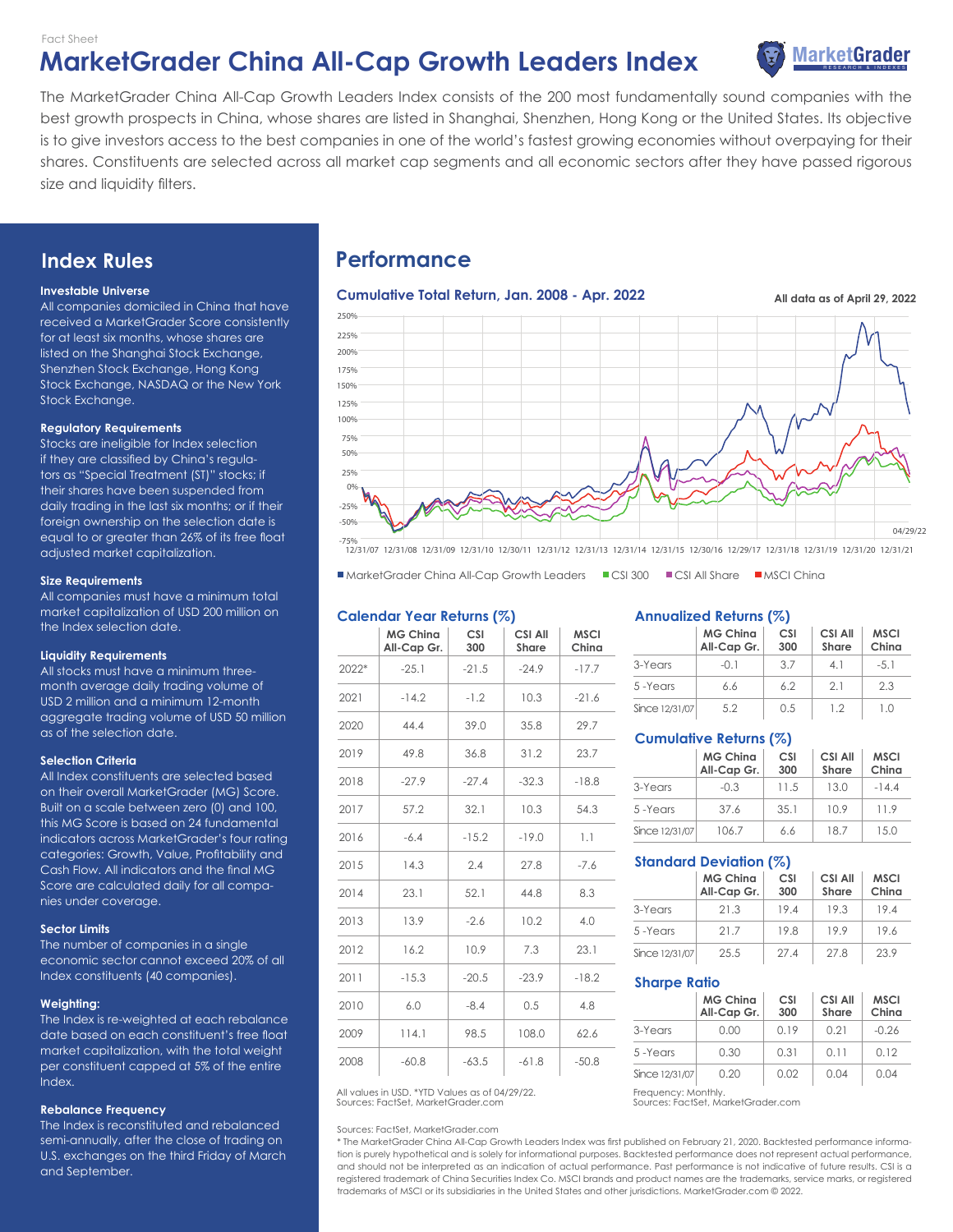Fact Sheet

# MarketGrader China All-Cap Growth Leaders Index

The MarketGrader China All-Cap Growth Leaders Index consists of the 200 most fundamentally sound companies with the best growth prospects in China, whose shares are listed in Shanghai, Shenzhen, Hong Kong or the United States. Its objective is to give investors access to the best companies in one of the world's fastest growing economies without overpaying for their shares. Constituents are selected across all market cap segments and all economic sectors after they have passed rigorous size and liquidity filters.

## Index Rules

**Investable Universe**

All companies domiciled in China that have received a MarketGrader Score consistently for at least six months, whose shares are listed on the Shanghai Stock Exchange, Shenzhen Stock Exchange, Hong Kong Stock Exchange, NASDAQ or the New York Stock Exchange.

**Regulatory Requirements**

Stocks are ineligible for Index selection if they are classified by China's regulators as "Special Treatment (ST)" stocks; if their shares have been suspended from daily trading in the last six months; or if their foreign ownership on the selection date is equal to or greater than 26% of its free float adjusted market capitalization.

**Size Requirements**

All companies must have a minimum total market capitalization of USD 200 million on the Index selection date.

**Liquidity Requirements**

All stocks must have a minimum three-month average daily trading volume of USD 2 million and a minimum 12-month aggregate trading volume of USD 50 million as of the selection date.

**Selection Criteria**

All Index constituents are selected based on their overall MarketGrader (MG) Score. Built on a scale between zero (0) and 100, this MG Score is based on 24 fundamental indicators across MarketGrader's four rating categories: Growth, Value, Profitability and Cash Flow. All indicators and the final MG Score are calculated daily for all companies under coverage.

**Sector Limits**

The number of companies in a single economic sector cannot exceed 20% of all Index constituents (40 companies).

**Weighting:**

The Index is re-weighted at each rebalance date based on each constituent's free float market capitalization, with the total weight per constituent capped at 5% of the entire Index.

**Rebalance Frequency**

The Index is reconstituted and rebalanced semi-annually, after the close of trading on U.S. exchanges on the third Friday of March and September.

## Performance

### Cumulative Total Return, Jan. 2008 - Apr. 2022

All data as of April 29, 2022

■ MarketGrader China All-Cap Growth Leaders ■ CSI 300 ■ CSI All Share ■ MSCI China

### Calendar Year Returns (%)

| | MG China All-Cap Gr. | CSI 300 | CSI All Share | MSCI China |
|---|---|---|---|---|
| 2022* | -25.1 | -21.5 | -24.9 | -17.7 |
| 2021 | -14.2 | -1.2 | 10.3 | -21.6 |
| 2020 | 44.4 | 39.0 | 35.8 | 29.7 |
| 2019 | 49.8 | 36.8 | 31.2 | 23.7 |
| 2018 | -27.9 | -27.4 | -32.3 | -18.8 |
| 2017 | 57.2 | 32.1 | 10.3 | 54.3 |
| 2016 | -6.4 | -15.2 | -19.0 | 1.1 |
| 2015 | 14.3 | 2.4 | 27.8 | -7.6 |
| 2014 | 23.1 | 52.1 | 44.8 | 8.3 |
| 2013 | 13.9 | -2.6 | 10.2 | 4.0 |
| 2012 | 16.2 | 10.9 | 7.3 | 23.1 |
| 2011 | -15.3 | -20.5 | -23.9 | -18.2 |
| 2010 | 6.0 | -8.4 | 0.5 | 4.8 |
| 2009 | 114.1 | 98.5 | 108.0 | 62.6 |
| 2008 | -60.8 | -63.5 | -61.8 | -50.8 |

All values in USD. *YTD Values as of 04/29/22.
Sources: FactSet, MarketGrader.com

### Annualized Returns (%)

| | MG China All-Cap Gr. | CSI 300 | CSI All Share | MSCI China |
|---|---|---|---|---|
| 3-Years | -0.1 | 3.7 | 4.1 | -5.1 |
| 5 -Years | 6.6 | 6.2 | 2.1 | 2.3 |
| Since 12/31/07 | 5.2 | 0.5 | 1.2 | 1.0 |

### Cumulative Returns (%)

| | MG China All-Cap Gr. | CSI 300 | CSI All Share | MSCI China |
|---|---|---|---|---|
| 3-Years | -0.3 | 11.5 | 13.0 | -14.4 |
| 5 -Years | 37.6 | 35.1 | 10.9 | 11.9 |
| Since 12/31/07 | 106.7 | 6.6 | 18.7 | 15.0 |

### Standard Deviation (%)

| | MG China All-Cap Gr. | CSI 300 | CSI All Share | MSCI China |
|---|---|---|---|---|
| 3-Years | 21.3 | 19.4 | 19.3 | 19.4 |
| 5 -Years | 21.7 | 19.8 | 19.9 | 19.6 |
| Since 12/31/07 | 25.5 | 27.4 | 27.8 | 23.9 |

### Sharpe Ratio

| | MG China All-Cap Gr. | CSI 300 | CSI All Share | MSCI China |
|---|---|---|---|---|
| 3-Years | 0.00 | 0.19 | 0.21 | -0.26 |
| 5 -Years | 0.30 | 0.31 | 0.11 | 0.12 |
| Since 12/31/07 | 0.20 | 0.02 | 0.04 | 0.04 |

Frequency: Monthly.
Sources: FactSet, MarketGrader.com

Sources: FactSet, MarketGrader.com

* The MarketGrader China All-Cap Growth Leaders Index was first published on February 21, 2020. Backtested performance information is purely hypothetical and is solely for informational purposes. Backtested performance does not represent actual performance, and should not be interpreted as an indication of actual performance. Past performance is not indicative of future results. CSI is a registered trademark of China Securities Index Co. MSCI brands and product names are the trademarks, service marks, or registered trademarks of MSCI or its subsidiaries in the United States and other jurisdictions. MarketGrader.com © 2022.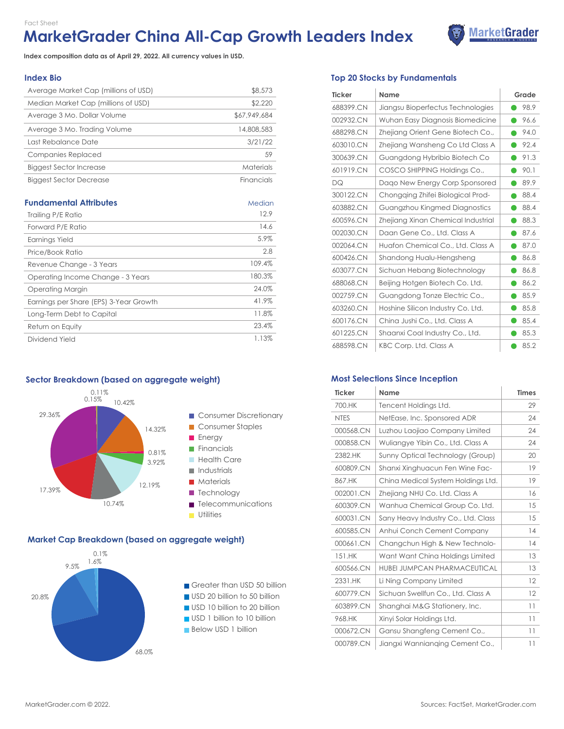Fact Sheet

# MarketGrader China All-Cap Growth Leaders Index

**Index composition data as of April 29, 2022. All currency values in USD.**

## Index Bio

| | |
|---|---|
| Average Market Cap (millions of USD) | $8,573 |
| Median Market Cap (millions of USD) | $2,220 |
| Average 3 Mo. Dollar Volume | $67,949,684 |
| Average 3 Mo. Trading Volume | 14,808,583 |
| Last Rebalance Date | 3/21/22 |
| Companies Replaced | 59 |
| Biggest Sector Increase | Materials |
| Biggest Sector Decrease | Financials |

## Fundamental Attributes

| | Median |
|---|---|
| Trailing P/E Ratio | 12.9 |
| Forward P/E Ratio | 14.6 |
| Earnings Yield | 5.9% |
| Price/Book Ratio | 2.8 |
| Revenue Change - 3 Years | 109.4% |
| Operating Income Change - 3 Years | 180.3% |
| Operating Margin | 24.0% |
| Earnings per Share (EPS) 3-Year Growth | 41.9% |
| Long-Term Debt to Capital | 11.8% |
| Return on Equity | 23.4% |
| Dividend Yield | 1.13% |

## Sector Breakdown (based on aggregate weight)

0.11%
0.15%
10.42%
14.32%
0.81%
3.92%
12.19%
10.74%
17.39%
29.36%

Consumer Discretionary
Consumer Staples
Energy
Financials
Health Care
Industrials
Materials
Technology
Telecommunications
Utilities

## Market Cap Breakdown (based on aggregate weight)

0.1%
1.6%
9.5%
20.8%
68.0%

Greater than USD 50 billion
USD 20 billion to 50 billion
USD 10 billion to 20 billion
USD 1 billion to 10 billion
Below USD 1 billion

## Top 20 Stocks by Fundamentals

| Ticker | Name | Grade |
|---|---|---|
| 688399.CN | Jiangsu Bioperfectus Technologies | 98.9 |
| 002932.CN | Wuhan Easy Diagnosis Biomedicine | 96.6 |
| 688298.CN | Zhejiang Orient Gene Biotech Co., | 94.0 |
| 603010.CN | Zhejiang Wansheng Co Ltd Class A | 92.4 |
| 300639.CN | Guangdong Hybribio Biotech Co | 91.3 |
| 601919.CN | COSCO SHIPPING Holdings Co., | 90.1 |
| DQ | Daqo New Energy Corp Sponsored | 89.9 |
| 300122.CN | Chongqing Zhifei Biological Prod- | 88.4 |
| 603882.CN | Guangzhou Kingmed Diagnostics | 88.4 |
| 600596.CN | Zhejiang Xinan Chemical Industrial | 88.3 |
| 002030.CN | Daan Gene Co., Ltd. Class A | 87.6 |
| 002064.CN | Huafon Chemical Co., Ltd. Class A | 87.0 |
| 600426.CN | Shandong Hualu-Hengsheng | 86.8 |
| 603077.CN | Sichuan Hebang Biotechnology | 86.8 |
| 688068.CN | Beijing Hotgen Biotech Co. Ltd. | 86.2 |
| 002759.CN | Guangdong Tonze Electric Co., | 85.9 |
| 603260.CN | Hoshine Silicon Industry Co. Ltd. | 85.8 |
| 600176.CN | China Jushi Co., Ltd. Class A | 85.4 |
| 601225.CN | Shaanxi Coal Industry Co., Ltd. | 85.3 |
| 688598.CN | KBC Corp. Ltd. Class A | 85.2 |

## Most Selections Since Inception

| Ticker | Name | Times |
|---|---|---|
| 700.HK | Tencent Holdings Ltd. | 29 |
| NTES | NetEase, Inc. Sponsored ADR | 24 |
| 000568.CN | Luzhou Laojiao Company Limited | 24 |
| 000858.CN | Wuliangye Yibin Co., Ltd. Class A | 24 |
| 2382.HK | Sunny Optical Technology (Group) | 20 |
| 600809.CN | Shanxi Xinghuacun Fen Wine Fac- | 19 |
| 867.HK | China Medical System Holdings Ltd. | 19 |
| 002001.CN | Zhejiang NHU Co. Ltd. Class A | 16 |
| 600309.CN | Wanhua Chemical Group Co. Ltd. | 15 |
| 600031.CN | Sany Heavy Industry Co., Ltd. Class | 15 |
| 600585.CN | Anhui Conch Cement Company | 14 |
| 000661.CN | Changchun High & New Technolo- | 14 |
| 151.HK | Want Want China Holdings Limited | 13 |
| 600566.CN | HUBEI JUMPCAN PHARMACEUTICAL | 13 |
| 2331.HK | Li Ning Company Limited | 12 |
| 600779.CN | Sichuan Swellfun Co., Ltd. Class A | 12 |
| 603899.CN | Shanghai M&G Stationery, Inc. | 11 |
| 968.HK | Xinyi Solar Holdings Ltd. | 11 |
| 000672.CN | Gansu Shangfeng Cement Co., | 11 |
| 000789.CN | Jiangxi Wannianqing Cement Co., | 11 |

MarketGrader.com © 2022.

Sources: FactSet, MarketGrader.com